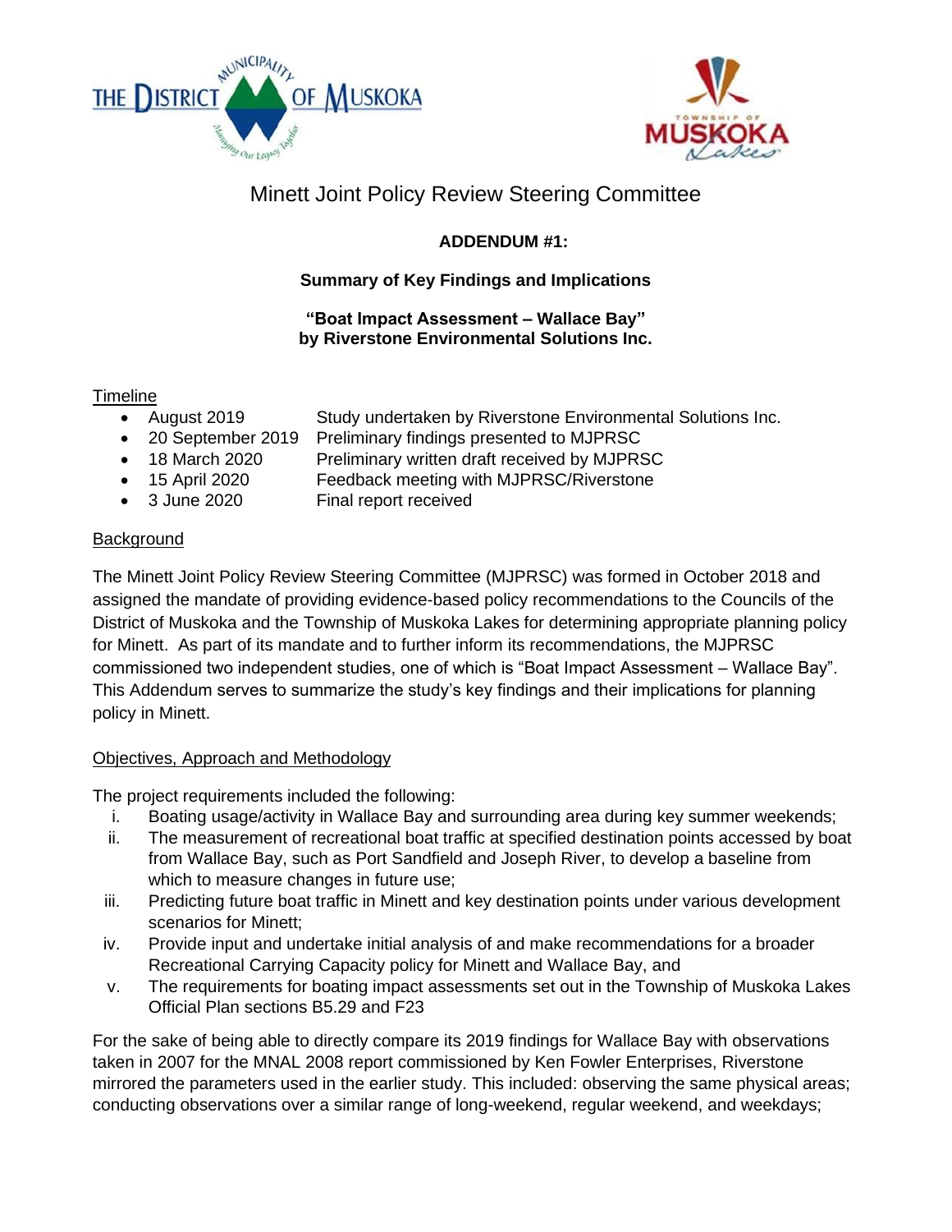# Minett Joint Policy Review Steering Committee

**ADDENDUM #1:**

**Summary of Key Findings and Implications**

**"Boat Impact Assessment – Wallace Bay"**
**by Riverstone Environmental Solutions Inc.**

## Timeline

- August 2019 — Study undertaken by Riverstone Environmental Solutions Inc.
- 20 September 2019 — Preliminary findings presented to MJPRSC
- 18 March 2020 — Preliminary written draft received by MJPRSC
- 15 April 2020 — Feedback meeting with MJPRSC/Riverstone
- 3 June 2020 — Final report received

## Background

The Minett Joint Policy Review Steering Committee (MJPRSC) was formed in October 2018 and assigned the mandate of providing evidence-based policy recommendations to the Councils of the District of Muskoka and the Township of Muskoka Lakes for determining appropriate planning policy for Minett. As part of its mandate and to further inform its recommendations, the MJPRSC commissioned two independent studies, one of which is "Boat Impact Assessment – Wallace Bay". This Addendum serves to summarize the study's key findings and their implications for planning policy in Minett.

## Objectives, Approach and Methodology

The project requirements included the following:

i. Boating usage/activity in Wallace Bay and surrounding area during key summer weekends;
ii. The measurement of recreational boat traffic at specified destination points accessed by boat from Wallace Bay, such as Port Sandfield and Joseph River, to develop a baseline from which to measure changes in future use;
iii. Predicting future boat traffic in Minett and key destination points under various development scenarios for Minett;
iv. Provide input and undertake initial analysis of and make recommendations for a broader Recreational Carrying Capacity policy for Minett and Wallace Bay, and
v. The requirements for boating impact assessments set out in the Township of Muskoka Lakes Official Plan sections B5.29 and F23

For the sake of being able to directly compare its 2019 findings for Wallace Bay with observations taken in 2007 for the MNAL 2008 report commissioned by Ken Fowler Enterprises, Riverstone mirrored the parameters used in the earlier study. This included: observing the same physical areas; conducting observations over a similar range of long-weekend, regular weekend, and weekdays;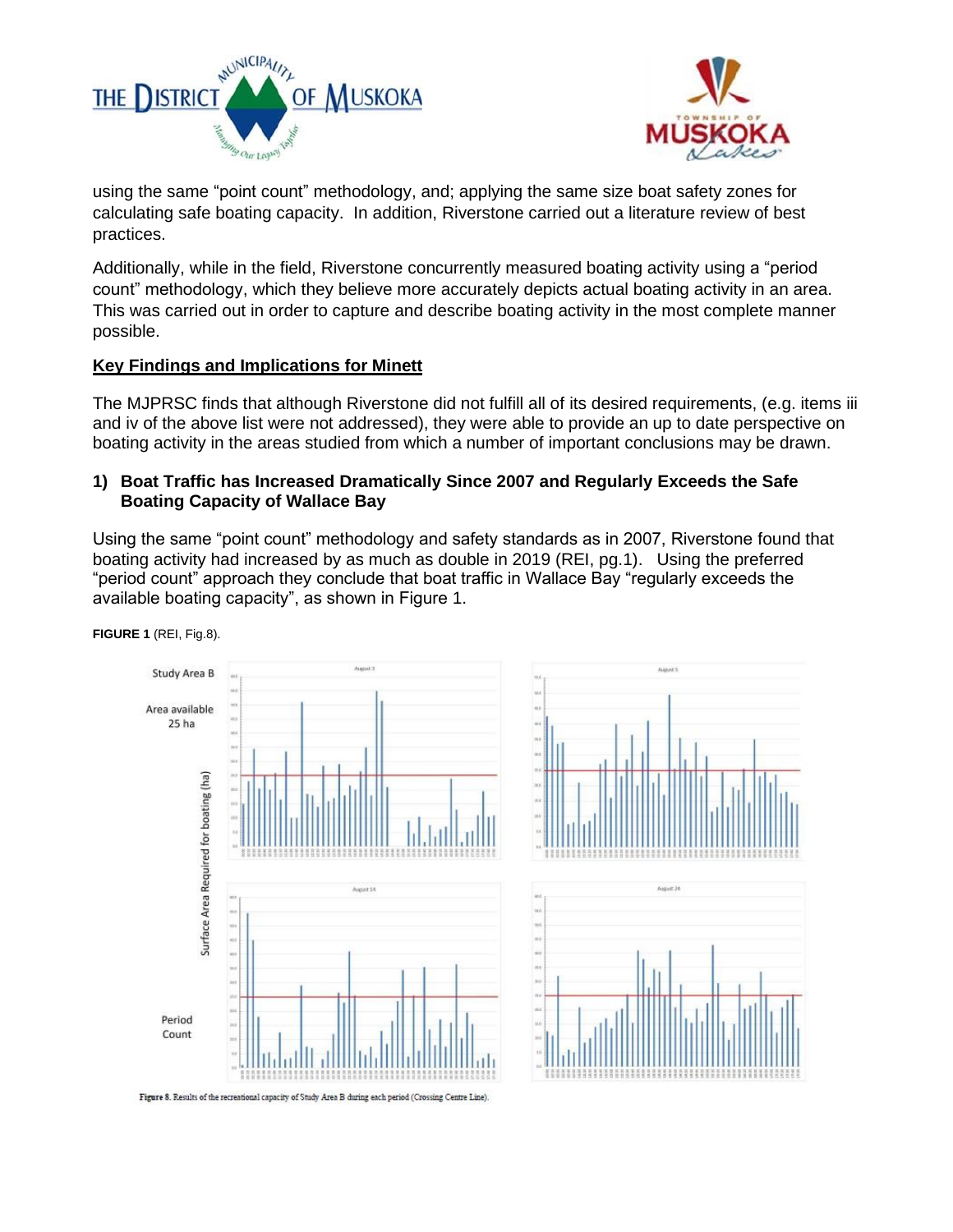using the same "point count" methodology, and; applying the same size boat safety zones for calculating safe boating capacity. In addition, Riverstone carried out a literature review of best practices.

Additionally, while in the field, Riverstone concurrently measured boating activity using a "period count" methodology, which they believe more accurately depicts actual boating activity in an area. This was carried out in order to capture and describe boating activity in the most complete manner possible.

**Key Findings and Implications for Minett**

The MJPRSC finds that although Riverstone did not fulfill all of its desired requirements, (e.g. items iii and iv of the above list were not addressed), they were able to provide an up to date perspective on boating activity in the areas studied from which a number of important conclusions may be drawn.

### 1) Boat Traffic has Increased Dramatically Since 2007 and Regularly Exceeds the Safe Boating Capacity of Wallace Bay

Using the same "point count" methodology and safety standards as in 2007, Riverstone found that boating activity had increased by as much as double in 2019 (REI, pg.1). Using the preferred "period count" approach they conclude that boat traffic in Wallace Bay "regularly exceeds the available boating capacity", as shown in Figure 1.

**FIGURE 1** (REI, Fig.8).

Study Area B

Area available 25 ha

Surface Area Required for boating (ha)

Period Count

August 3 | August 5 | August 14 | August 24

Figure 8. Results of the recreational capacity of Study Area B during each period (Crossing Centre Line).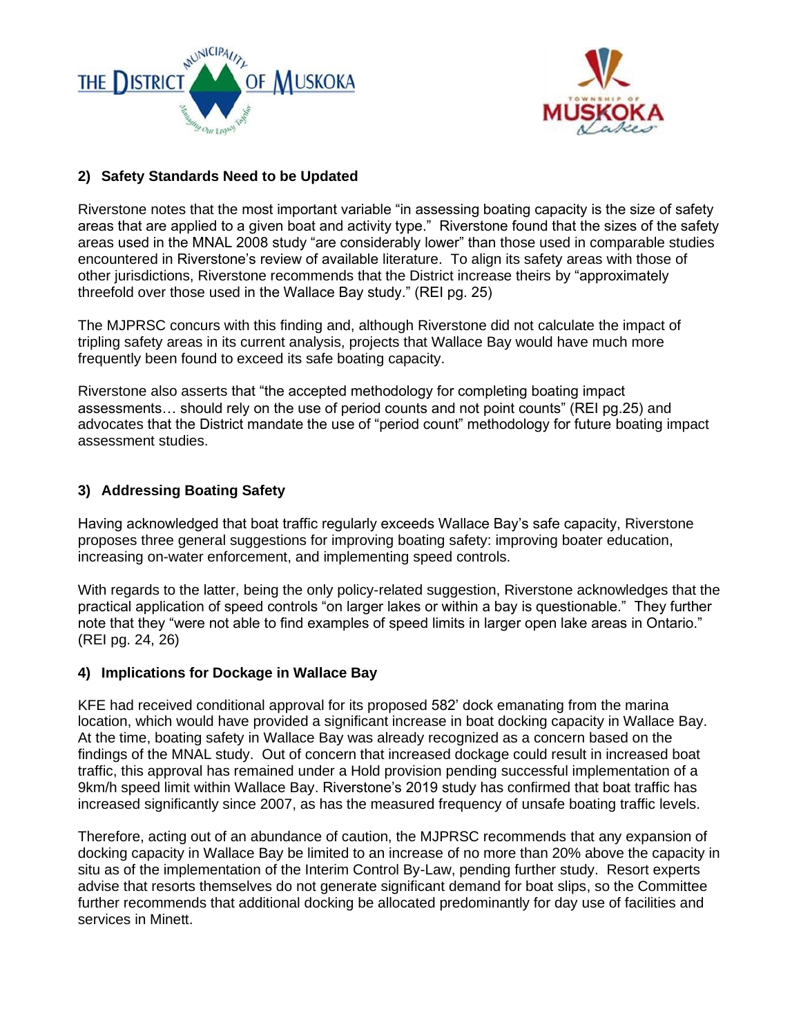### 2) Safety Standards Need to be Updated

Riverstone notes that the most important variable "in assessing boating capacity is the size of safety areas that are applied to a given boat and activity type." Riverstone found that the sizes of the safety areas used in the MNAL 2008 study "are considerably lower" than those used in comparable studies encountered in Riverstone's review of available literature. To align its safety areas with those of other jurisdictions, Riverstone recommends that the District increase theirs by "approximately threefold over those used in the Wallace Bay study." (REI pg. 25)

The MJPRSC concurs with this finding and, although Riverstone did not calculate the impact of tripling safety areas in its current analysis, projects that Wallace Bay would have much more frequently been found to exceed its safe boating capacity.

Riverstone also asserts that "the accepted methodology for completing boating impact assessments… should rely on the use of period counts and not point counts" (REI pg.25) and advocates that the District mandate the use of "period count" methodology for future boating impact assessment studies.

### 3) Addressing Boating Safety

Having acknowledged that boat traffic regularly exceeds Wallace Bay's safe capacity, Riverstone proposes three general suggestions for improving boating safety: improving boater education, increasing on-water enforcement, and implementing speed controls.

With regards to the latter, being the only policy-related suggestion, Riverstone acknowledges that the practical application of speed controls "on larger lakes or within a bay is questionable." They further note that they "were not able to find examples of speed limits in larger open lake areas in Ontario." (REI pg. 24, 26)

### 4) Implications for Dockage in Wallace Bay

KFE had received conditional approval for its proposed 582' dock emanating from the marina location, which would have provided a significant increase in boat docking capacity in Wallace Bay. At the time, boating safety in Wallace Bay was already recognized as a concern based on the findings of the MNAL study. Out of concern that increased dockage could result in increased boat traffic, this approval has remained under a Hold provision pending successful implementation of a 9km/h speed limit within Wallace Bay. Riverstone's 2019 study has confirmed that boat traffic has increased significantly since 2007, as has the measured frequency of unsafe boating traffic levels.

Therefore, acting out of an abundance of caution, the MJPRSC recommends that any expansion of docking capacity in Wallace Bay be limited to an increase of no more than 20% above the capacity in situ as of the implementation of the Interim Control By-Law, pending further study. Resort experts advise that resorts themselves do not generate significant demand for boat slips, so the Committee further recommends that additional docking be allocated predominantly for day use of facilities and services in Minett.